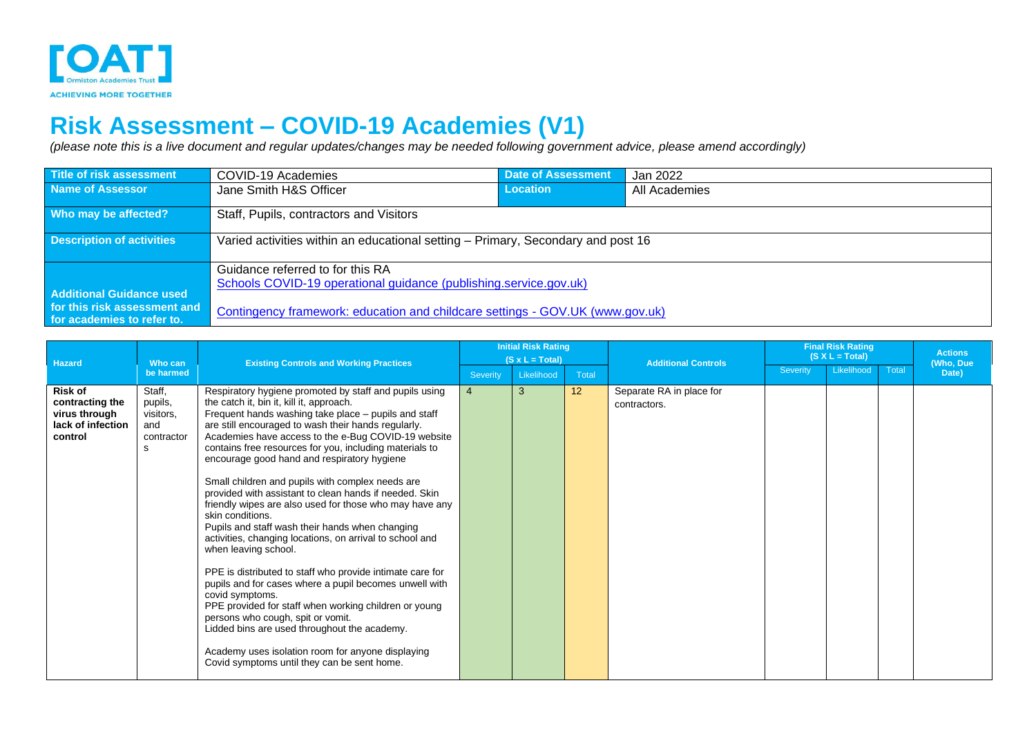# Risk Assessment – COVID-19 Academies (V1)

*(please note this is a live document and regular updates/changes may be needed following government advice, please amend accordingly)*

| Title of risk assessment | COVID-19 Academies | Date of Assessment | Jan 2022 |
|---|---|---|---|
| Name of Assessor | Jane Smith H&S Officer | Location | All Academies |
| Who may be affected? | Staff, Pupils, contractors and Visitors | | |
| Description of activities | Varied activities within an educational setting – Primary, Secondary and post 16 | | |
| Additional Guidance used for this risk assessment and for academies to refer to. | Guidance referred to for this RA<br>Schools COVID-19 operational guidance (publishing.service.gov.uk)<br><br>Contingency framework: education and childcare settings - GOV.UK (www.gov.uk) | | |

| Hazard | Who can be harmed | Existing Controls and Working Practices | Initial Risk Rating (S x L = Total) | | | Additional Controls | Final Risk Rating (S X L = Total) | | | Actions (Who, Due Date) |
|---|---|---|---|---|---|---|---|---|---|---|
| | | | Severity | Likelihood | Total | | Severity | Likelihood | Total | |
| **Risk of contracting the virus through lack of infection control** | Staff, pupils, visitors, and contractors | Respiratory hygiene promoted by staff and pupils using the catch it, bin it, kill it, approach.<br>Frequent hands washing take place – pupils and staff are still encouraged to wash their hands regularly.<br>Academies have access to the e-Bug COVID-19 website contains free resources for you, including materials to encourage good hand and respiratory hygiene<br><br>Small children and pupils with complex needs are provided with assistant to clean hands if needed. Skin friendly wipes are also used for those who may have any skin conditions.<br>Pupils and staff wash their hands when changing activities, changing locations, on arrival to school and when leaving school.<br><br>PPE is distributed to staff who provide intimate care for pupils and for cases where a pupil becomes unwell with covid symptoms.<br>PPE provided for staff when working children or young persons who cough, spit or vomit.<br>Lidded bins are used throughout the academy.<br><br>Academy uses isolation room for anyone displaying Covid symptoms until they can be sent home. | 4 | 3 | 12 | Separate RA in place for contractors. | | | | |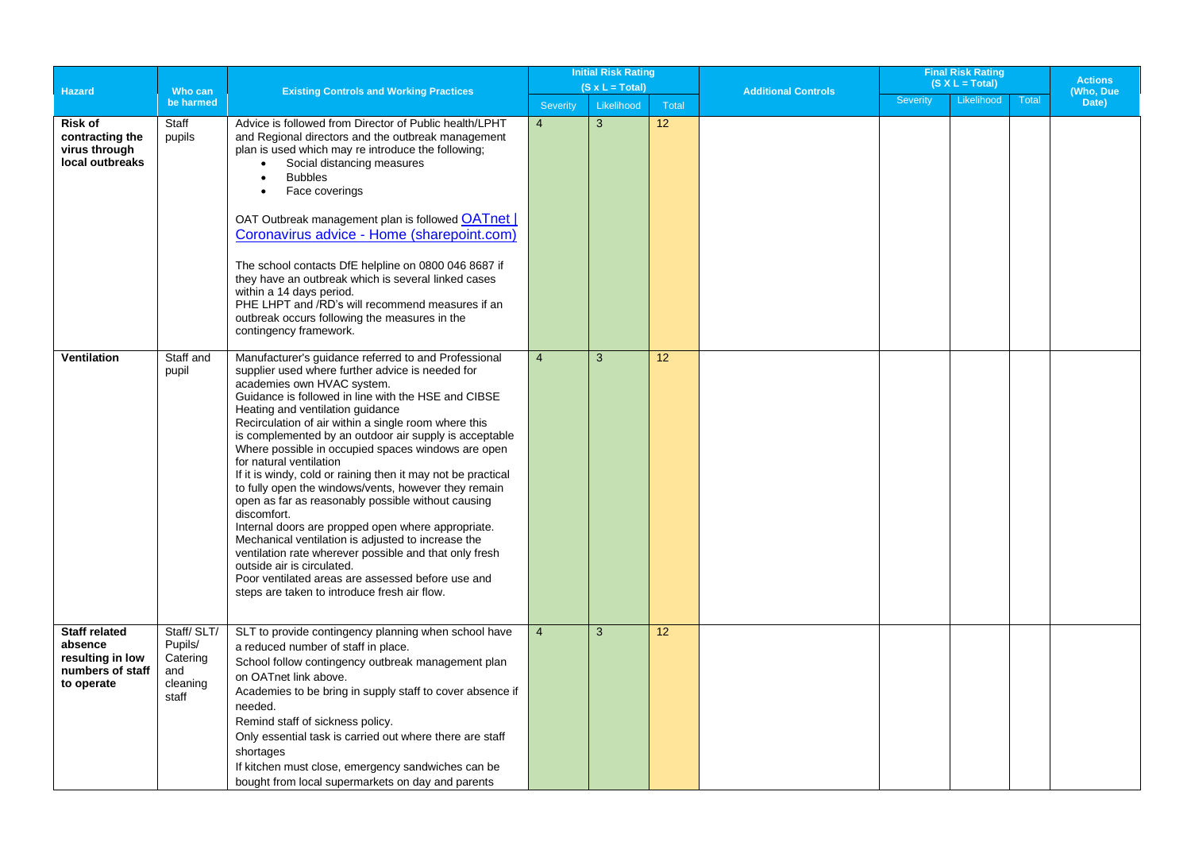| Hazard | Who can be harmed | Existing Controls and Working Practices | Initial Risk Rating (S x L = Total) | | | Additional Controls | Final Risk Rating (S X L = Total) | | | Actions (Who, Due Date) |
|---|---|---|---|---|---|---|---|---|---|---|
| | | | Severity | Likelihood | Total | | Severity | Likelihood | Total | |
| **Risk of contracting the virus through local outbreaks** | Staff pupils | Advice is followed from Director of Public health/LPHT and Regional directors and the outbreak management plan is used which may re introduce the following; <br>• Social distancing measures <br>• Bubbles <br>• Face coverings <br><br>OAT Outbreak management plan is followed [OATnet \| Coronavirus advice - Home (sharepoint.com)] <br><br>The school contacts DfE helpline on 0800 046 8687 if they have an outbreak which is several linked cases within a 14 days period. <br>PHE LHPT and /RD's will recommend measures if an outbreak occurs following the measures in the contingency framework. | 4 | 3 | 12 | | | | | |
| **Ventilation** | Staff and pupil | Manufacturer's guidance referred to and Professional supplier used where further advice is needed for academies own HVAC system. <br>Guidance is followed in line with the HSE and CIBSE Heating and ventilation guidance <br>Recirculation of air within a single room where this is complemented by an outdoor air supply is acceptable <br>Where possible in occupied spaces windows are open for natural ventilation <br>If it is windy, cold or raining then it may not be practical to fully open the windows/vents, however they remain open as far as reasonably possible without causing discomfort. <br>Internal doors are propped open where appropriate. <br>Mechanical ventilation is adjusted to increase the ventilation rate wherever possible and that only fresh outside air is circulated. <br>Poor ventilated areas are assessed before use and steps are taken to introduce fresh air flow. | 4 | 3 | 12 | | | | | |
| **Staff related absence resulting in low numbers of staff to operate** | Staff/ SLT/ Pupils/ Catering and cleaning staff | SLT to provide contingency planning when school have a reduced number of staff in place. <br>School follow contingency outbreak management plan on OATnet link above. <br>Academies to be bring in supply staff to cover absence if needed. <br>Remind staff of sickness policy. <br>Only essential task is carried out where there are staff shortages <br>If kitchen must close, emergency sandwiches can be bought from local supermarkets on day and parents | 4 | 3 | 12 | | | | | |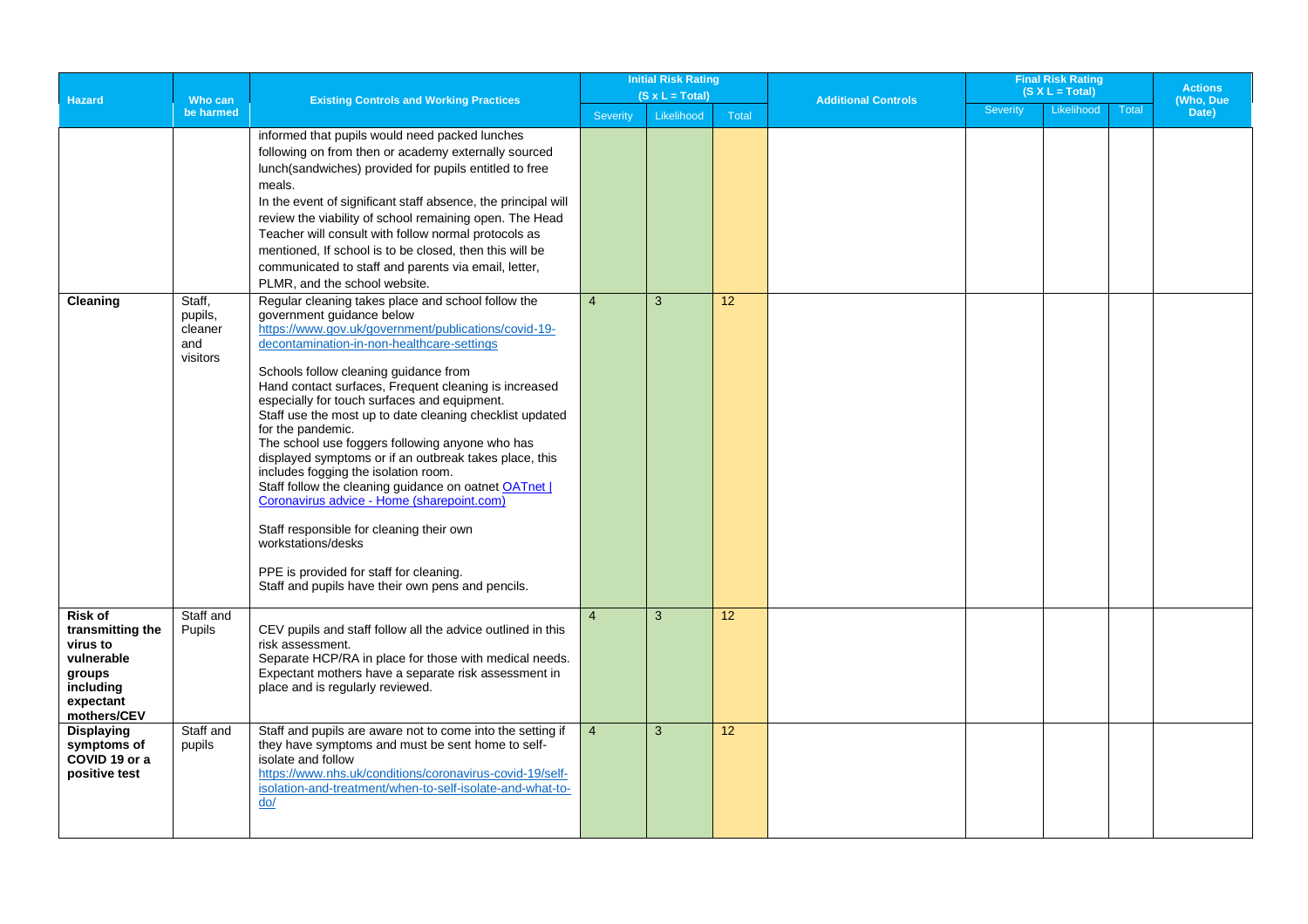| Hazard | Who can be harmed | Existing Controls and Working Practices | Initial Risk Rating (S x L = Total) | | | Additional Controls | Final Risk Rating (S X L = Total) | | | Actions (Who, Due Date) |
|---|---|---|---|---|---|---|---|---|---|---|
| | | | Severity | Likelihood | Total | | Severity | Likelihood | Total | |
| | | informed that pupils would need packed lunches following on from then or academy externally sourced lunch(sandwiches) provided for pupils entitled to free meals. In the event of significant staff absence, the principal will review the viability of school remaining open. The Head Teacher will consult with follow normal protocols as mentioned, If school is to be closed, then this will be communicated to staff and parents via email, letter, PLMR, and the school website. | | | | | | | | |
| **Cleaning** | Staff, pupils, cleaner and visitors | Regular cleaning takes place and school follow the government guidance below [https://www.gov.uk/government/publications/covid-19-decontamination-in-non-healthcare-settings](https://www.gov.uk/government/publications/covid-19-decontamination-in-non-healthcare-settings)<br><br>Schools follow cleaning guidance from Hand contact surfaces, Frequent cleaning is increased especially for touch surfaces and equipment. Staff use the most up to date cleaning checklist updated for the pandemic. The school use foggers following anyone who has displayed symptoms or if an outbreak takes place, this includes fogging the isolation room. Staff follow the cleaning guidance on oatnet [OATnet \| Coronavirus advice - Home (sharepoint.com)]()<br><br>Staff responsible for cleaning their own workstations/desks<br><br>PPE is provided for staff for cleaning. Staff and pupils have their own pens and pencils. | 4 | 3 | 12 | | | | | |
| **Risk of transmitting the virus to vulnerable groups including expectant mothers/CEV** | Staff and Pupils | CEV pupils and staff follow all the advice outlined in this risk assessment. Separate HCP/RA in place for those with medical needs. Expectant mothers have a separate risk assessment in place and is regularly reviewed. | 4 | 3 | 12 | | | | | |
| **Displaying symptoms of COVID 19 or a positive test** | Staff and pupils | Staff and pupils are aware not to come into the setting if they have symptoms and must be sent home to self-isolate and follow [https://www.nhs.uk/conditions/coronavirus-covid-19/self-isolation-and-treatment/when-to-self-isolate-and-what-to-do/](https://www.nhs.uk/conditions/coronavirus-covid-19/self-isolation-and-treatment/when-to-self-isolate-and-what-to-do/) | 4 | 3 | 12 | | | | | |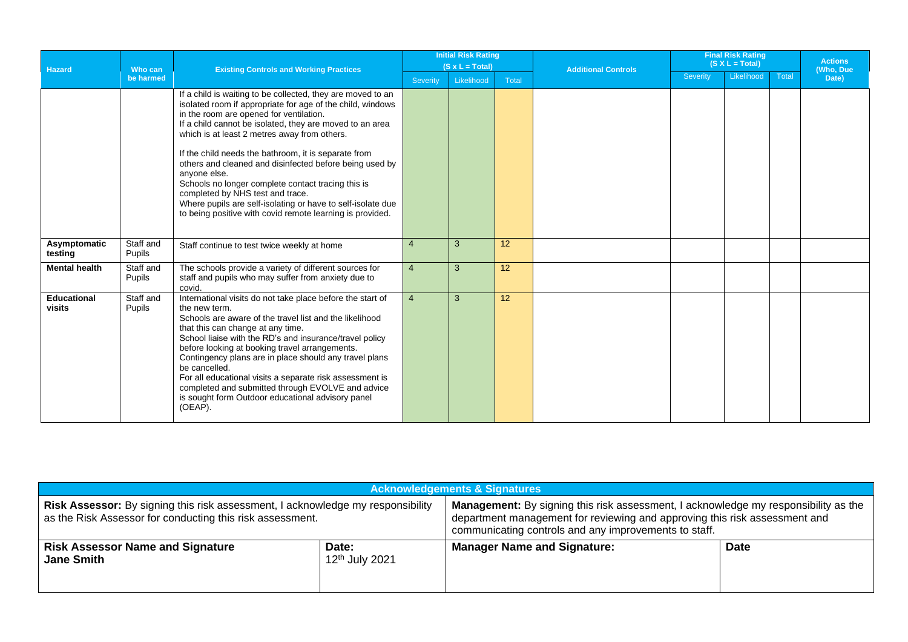| Hazard | Who can be harmed | Existing Controls and Working Practices | Initial Risk Rating (S x L = Total) | | | Additional Controls | Final Risk Rating (S X L = Total) | | | Actions (Who, Due Date) |
|---|---|---|---|---|---|---|---|---|---|---|
| | | | Severity | Likelihood | Total | | Severity | Likelihood | Total | |
| | | If a child is waiting to be collected, they are moved to an isolated room if appropriate for age of the child, windows in the room are opened for ventilation.<br>If a child cannot be isolated, they are moved to an area which is at least 2 metres away from others.<br><br>If the child needs the bathroom, it is separate from others and cleaned and disinfected before being used by anyone else.<br>Schools no longer complete contact tracing this is completed by NHS test and trace.<br>Where pupils are self-isolating or have to self-isolate due to being positive with covid remote learning is provided. | | | | | | | | |
| **Asymptomatic testing** | Staff and Pupils | Staff continue to test twice weekly at home | 4 | 3 | 12 | | | | | |
| **Mental health** | Staff and Pupils | The schools provide a variety of different sources for staff and pupils who may suffer from anxiety due to covid. | 4 | 3 | 12 | | | | | |
| **Educational visits** | Staff and Pupils | International visits do not take place before the start of the new term.<br>Schools are aware of the travel list and the likelihood that this can change at any time.<br>School liaise with the RD's and insurance/travel policy before looking at booking travel arrangements.<br>Contingency plans are in place should any travel plans be cancelled.<br>For all educational visits a separate risk assessment is completed and submitted through EVOLVE and advice is sought form Outdoor educational advisory panel (OEAP). | 4 | 3 | 12 | | | | | |

| Acknowledgements & Signatures | | | |
|---|---|---|---|
| **Risk Assessor:** By signing this risk assessment, I acknowledge my responsibility as the Risk Assessor for conducting this risk assessment. | | **Management:** By signing this risk assessment, I acknowledge my responsibility as the department management for reviewing and approving this risk assessment and communicating controls and any improvements to staff. | |
| **Risk Assessor Name and Signature**<br>**Jane Smith** | **Date:**<br>12th July 2021 | **Manager Name and Signature:** | **Date** |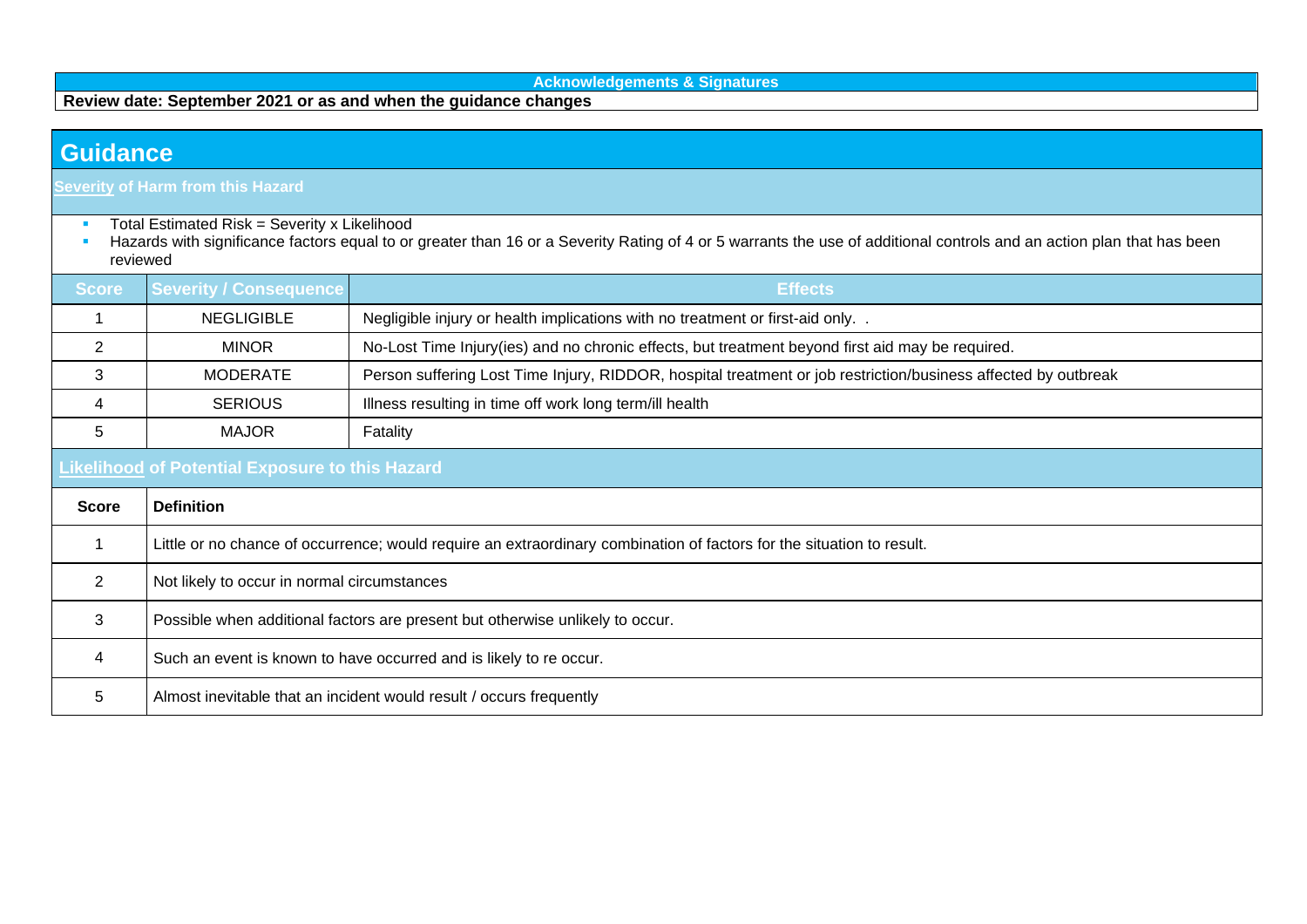**Acknowledgements & Signatures**

**Review date: September 2021 or as and when the guidance changes**

# Guidance

## Severity of Harm from this Hazard

- Total Estimated Risk = Severity x Likelihood
- Hazards with significance factors equal to or greater than 16 or a Severity Rating of 4 or 5 warrants the use of additional controls and an action plan that has been reviewed

| Score | Severity / Consequence | Effects |
|---|---|---|
| 1 | NEGLIGIBLE | Negligible injury or health implications with no treatment or first-aid only. . |
| 2 | MINOR | No-Lost Time Injury(ies) and no chronic effects, but treatment beyond first aid may be required. |
| 3 | MODERATE | Person suffering Lost Time Injury, RIDDOR, hospital treatment or job restriction/business affected by outbreak |
| 4 | SERIOUS | Illness resulting in time off work long term/ill health |
| 5 | MAJOR | Fatality |

## Likelihood of Potential Exposure to this Hazard

| Score | Definition |
|---|---|
| 1 | Little or no chance of occurrence; would require an extraordinary combination of factors for the situation to result. |
| 2 | Not likely to occur in normal circumstances |
| 3 | Possible when additional factors are present but otherwise unlikely to occur. |
| 4 | Such an event is known to have occurred and is likely to re occur. |
| 5 | Almost inevitable that an incident would result / occurs frequently |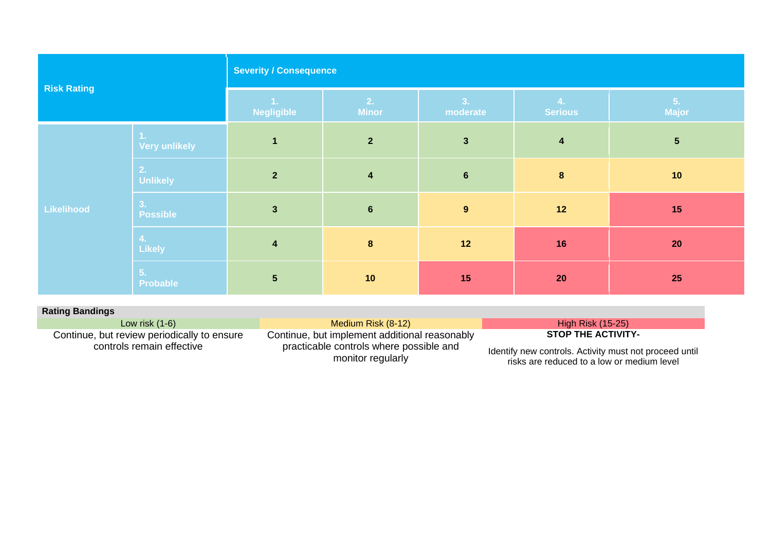| Risk Rating | | Severity / Consequence | | | | |
|---|---|---|---|---|---|---|
| | | 1. Negligible | 2. Minor | 3. moderate | 4. Serious | 5. Major |
| Likelihood | 1. Very unlikely | 1 | 2 | 3 | 4 | 5 |
| | 2. Unlikely | 2 | 4 | 6 | 8 | 10 |
| | 3. Possible | 3 | 6 | 9 | 12 | 15 |
| | 4. Likely | 4 | 8 | 12 | 16 | 20 |
| | 5. Probable | 5 | 10 | 15 | 20 | 25 |

| Rating Bandings | | |
|---|---|---|
| Low risk (1-6) | Medium Risk (8-12) | High Risk (15-25) |
| Continue, but review periodically to ensure controls remain effective | Continue, but implement additional reasonably practicable controls where possible and monitor regularly | **STOP THE ACTIVITY-** Identify new controls. Activity must not proceed until risks are reduced to a low or medium level |